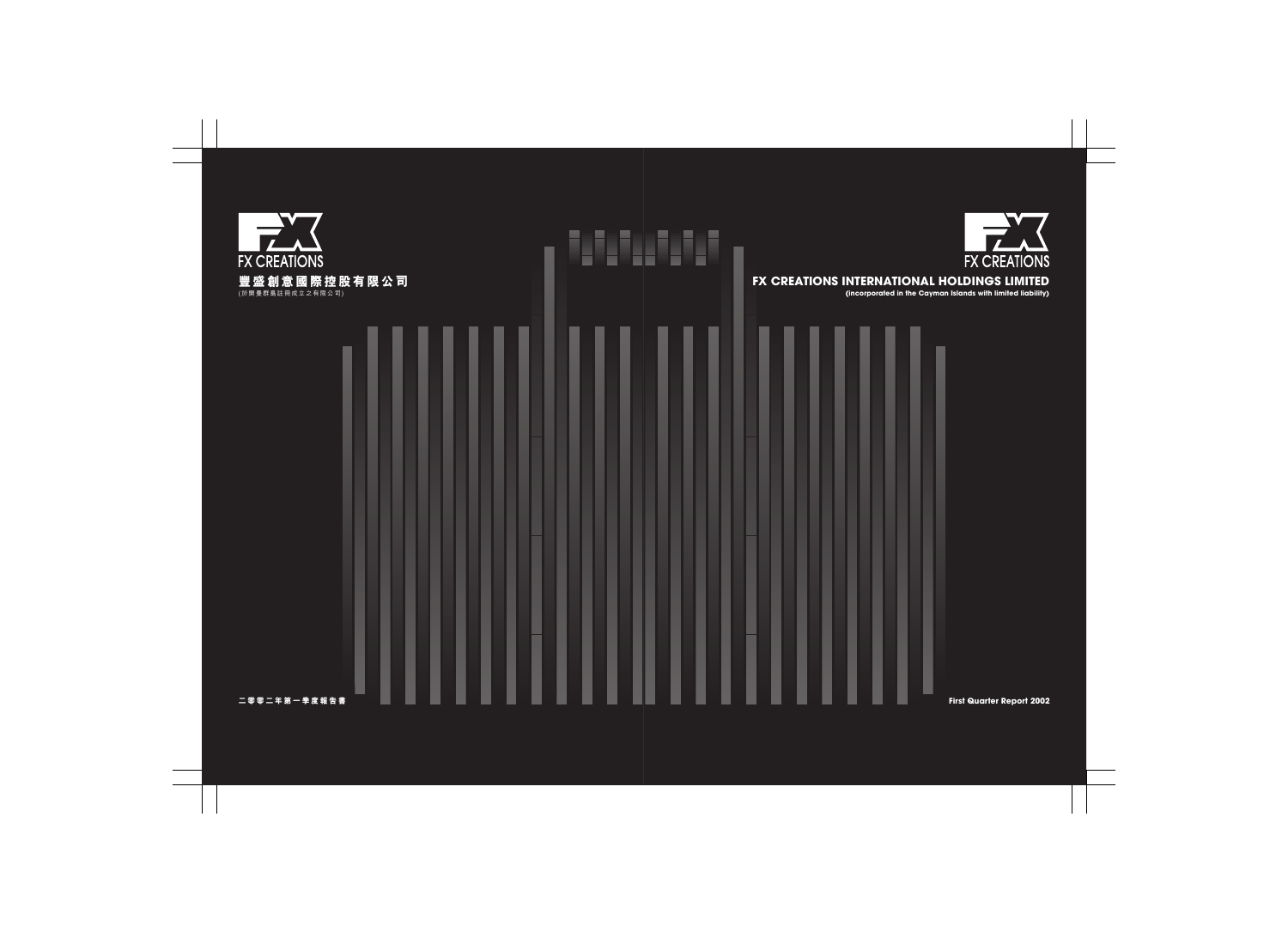FX CREATIONS

# 豐盛創意國際控股有限公司

(於開曼群島註冊成立之有限公司)

二零零二年第一季度報告書

FX CREATIONS

# FX CREATIONS INTERNATIONAL HOLDINGS LIMITED

**(incorporated in the Cayman Islands with limited liability)**

**First Quarter Report 2002**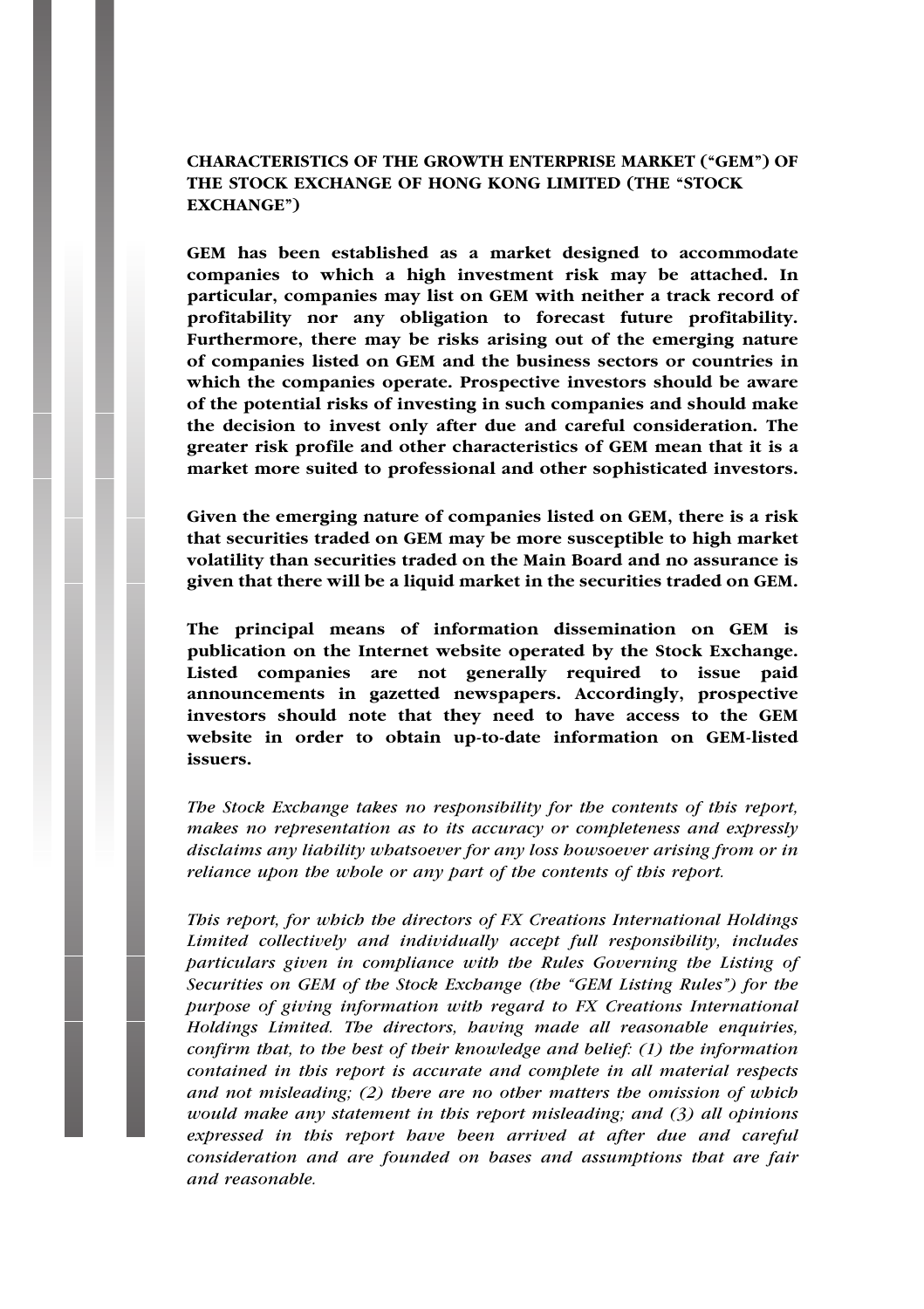**CHARACTERISTICS OF THE GROWTH ENTERPRISE MARKET ("GEM") OF THE STOCK EXCHANGE OF HONG KONG LIMITED (THE "STOCK EXCHANGE")**

**GEM has been established as a market designed to accommodate companies to which a high investment risk may be attached. In particular, companies may list on GEM with neither a track record of profitability nor any obligation to forecast future profitability. Furthermore, there may be risks arising out of the emerging nature of companies listed on GEM and the business sectors or countries in which the companies operate. Prospective investors should be aware of the potential risks of investing in such companies and should make the decision to invest only after due and careful consideration. The greater risk profile and other characteristics of GEM mean that it is a market more suited to professional and other sophisticated investors.**

**Given the emerging nature of companies listed on GEM, there is a risk that securities traded on GEM may be more susceptible to high market volatility than securities traded on the Main Board and no assurance is given that there will be a liquid market in the securities traded on GEM.**

**The principal means of information dissemination on GEM is publication on the Internet website operated by the Stock Exchange. Listed companies are not generally required to issue paid announcements in gazetted newspapers. Accordingly, prospective investors should note that they need to have access to the GEM website in order to obtain up-to-date information on GEM-listed issuers.**

*The Stock Exchange takes no responsibility for the contents of this report, makes no representation as to its accuracy or completeness and expressly disclaims any liability whatsoever for any loss howsoever arising from or in reliance upon the whole or any part of the contents of this report.*

*This report, for which the directors of FX Creations International Holdings Limited collectively and individually accept full responsibility, includes particulars given in compliance with the Rules Governing the Listing of Securities on GEM of the Stock Exchange (the "GEM Listing Rules") for the purpose of giving information with regard to FX Creations International Holdings Limited. The directors, having made all reasonable enquiries, confirm that, to the best of their knowledge and belief: (1) the information contained in this report is accurate and complete in all material respects and not misleading; (2) there are no other matters the omission of which would make any statement in this report misleading; and (3) all opinions expressed in this report have been arrived at after due and careful consideration and are founded on bases and assumptions that are fair and reasonable.*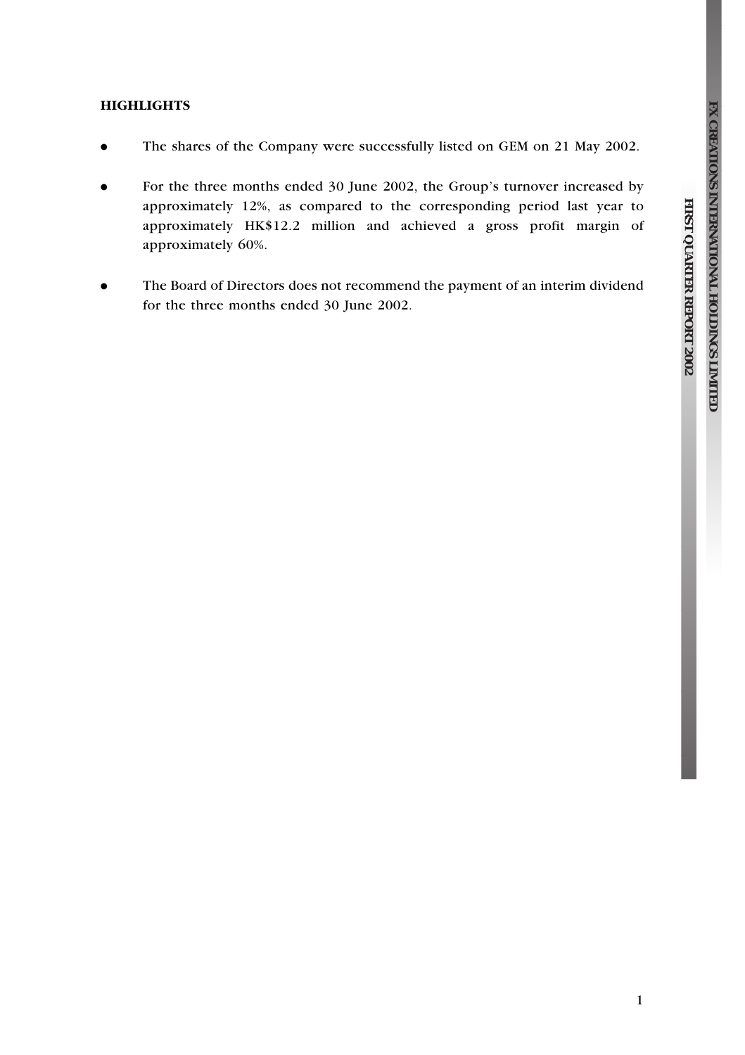## HIGHLIGHTS

- The shares of the Company were successfully listed on GEM on 21 May 2002.
- For the three months ended 30 June 2002, the Group's turnover increased by approximately 12%, as compared to the corresponding period last year to approximately HK$12.2 million and achieved a gross profit margin of approximately 60%.
- The Board of Directors does not recommend the payment of an interim dividend for the three months ended 30 June 2002.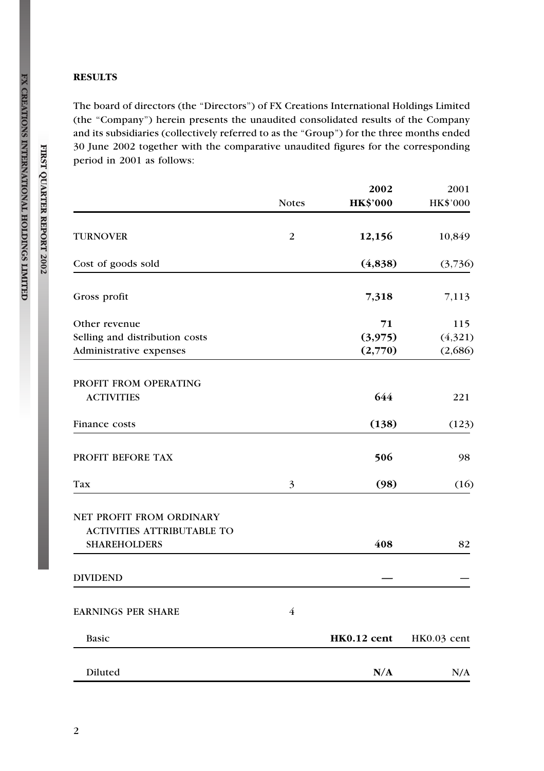## RESULTS

The board of directors (the "Directors") of FX Creations International Holdings Limited (the "Company") herein presents the unaudited consolidated results of the Company and its subsidiaries (collectively referred to as the "Group") for the three months ended 30 June 2002 together with the comparative unaudited figures for the corresponding period in 2001 as follows:

| | Notes | **2002 HK$'000** | 2001 HK$'000 |
|---|---|---|---|
| TURNOVER | 2 | **12,156** | 10,849 |
| Cost of goods sold | | **(4,838)** | (3,736) |
| Gross profit | | **7,318** | 7,113 |
| Other revenue | | **71** | 115 |
| Selling and distribution costs | | **(3,975)** | (4,321) |
| Administrative expenses | | **(2,770)** | (2,686) |
| PROFIT FROM OPERATING ACTIVITIES | | **644** | 221 |
| Finance costs | | **(138)** | (123) |
| PROFIT BEFORE TAX | | **506** | 98 |
| Tax | 3 | **(98)** | (16) |
| NET PROFIT FROM ORDINARY ACTIVITIES ATTRIBUTABLE TO SHAREHOLDERS | | **408** | 82 |
| DIVIDEND | | **—** | — |
| EARNINGS PER SHARE | 4 | | |
| Basic | | **HK0.12 cent** | HK0.03 cent |
| Diluted | | **N/A** | N/A |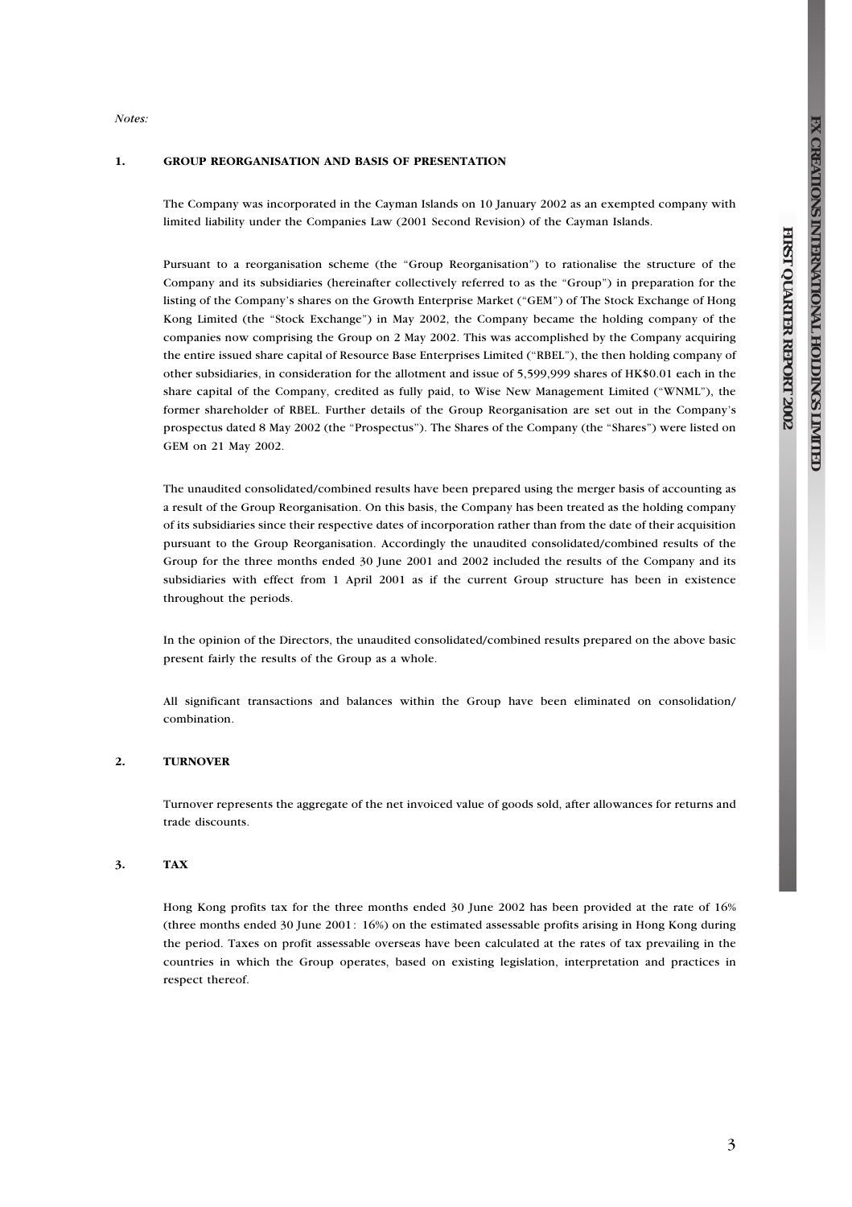*Notes:*

## 1. GROUP REORGANISATION AND BASIS OF PRESENTATION

The Company was incorporated in the Cayman Islands on 10 January 2002 as an exempted company with limited liability under the Companies Law (2001 Second Revision) of the Cayman Islands.

Pursuant to a reorganisation scheme (the "Group Reorganisation") to rationalise the structure of the Company and its subsidiaries (hereinafter collectively referred to as the "Group") in preparation for the listing of the Company's shares on the Growth Enterprise Market ("GEM") of The Stock Exchange of Hong Kong Limited (the "Stock Exchange") in May 2002, the Company became the holding company of the companies now comprising the Group on 2 May 2002. This was accomplished by the Company acquiring the entire issued share capital of Resource Base Enterprises Limited ("RBEL"), the then holding company of other subsidiaries, in consideration for the allotment and issue of 5,599,999 shares of HK$0.01 each in the share capital of the Company, credited as fully paid, to Wise New Management Limited ("WNML"), the former shareholder of RBEL. Further details of the Group Reorganisation are set out in the Company's prospectus dated 8 May 2002 (the "Prospectus"). The Shares of the Company (the "Shares") were listed on GEM on 21 May 2002.

The unaudited consolidated/combined results have been prepared using the merger basis of accounting as a result of the Group Reorganisation. On this basis, the Company has been treated as the holding company of its subsidiaries since their respective dates of incorporation rather than from the date of their acquisition pursuant to the Group Reorganisation. Accordingly the unaudited consolidated/combined results of the Group for the three months ended 30 June 2001 and 2002 included the results of the Company and its subsidiaries with effect from 1 April 2001 as if the current Group structure has been in existence throughout the periods.

In the opinion of the Directors, the unaudited consolidated/combined results prepared on the above basic present fairly the results of the Group as a whole.

All significant transactions and balances within the Group have been eliminated on consolidation/ combination.

## 2. TURNOVER

Turnover represents the aggregate of the net invoiced value of goods sold, after allowances for returns and trade discounts.

## 3. TAX

Hong Kong profits tax for the three months ended 30 June 2002 has been provided at the rate of 16% (three months ended 30 June 2001: 16%) on the estimated assessable profits arising in Hong Kong during the period. Taxes on profit assessable overseas have been calculated at the rates of tax prevailing in the countries in which the Group operates, based on existing legislation, interpretation and practices in respect thereof.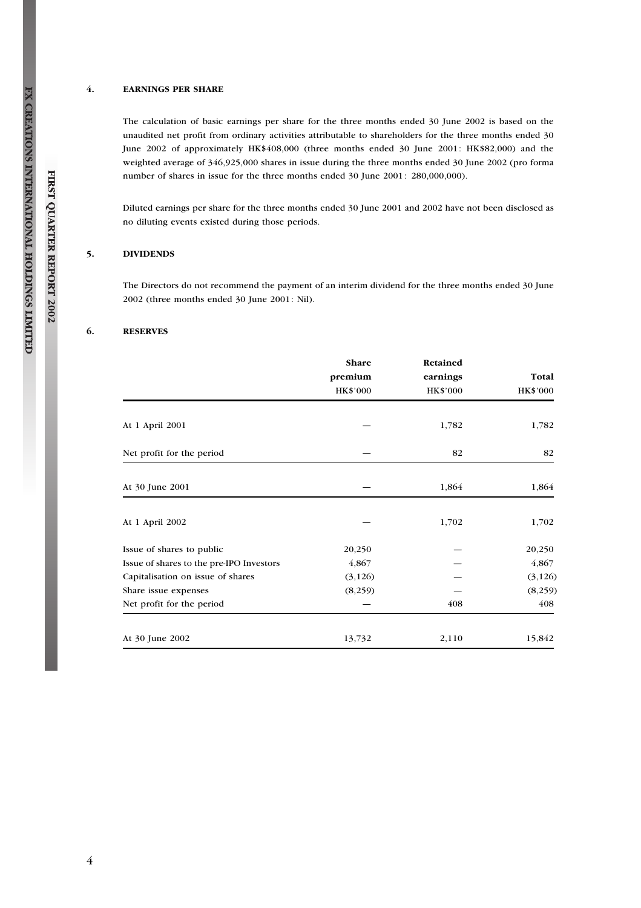## 4. EARNINGS PER SHARE

The calculation of basic earnings per share for the three months ended 30 June 2002 is based on the unaudited net profit from ordinary activities attributable to shareholders for the three months ended 30 June 2002 of approximately HK$408,000 (three months ended 30 June 2001: HK$82,000) and the weighted average of 346,925,000 shares in issue during the three months ended 30 June 2002 (pro forma number of shares in issue for the three months ended 30 June 2001: 280,000,000).

Diluted earnings per share for the three months ended 30 June 2001 and 2002 have not been disclosed as no diluting events existed during those periods.

## 5. DIVIDENDS

The Directors do not recommend the payment of an interim dividend for the three months ended 30 June 2002 (three months ended 30 June 2001: Nil).

## 6. RESERVES

| | Share premium HK$'000 | Retained earnings HK$'000 | Total HK$'000 |
|---|---|---|---|
| At 1 April 2001 | — | 1,782 | 1,782 |
| Net profit for the period | — | 82 | 82 |
| At 30 June 2001 | — | 1,864 | 1,864 |
| At 1 April 2002 | — | 1,702 | 1,702 |
| Issue of shares to public | 20,250 | — | 20,250 |
| Issue of shares to the pre-IPO Investors | 4,867 | — | 4,867 |
| Capitalisation on issue of shares | (3,126) | — | (3,126) |
| Share issue expenses | (8,259) | — | (8,259) |
| Net profit for the period | — | 408 | 408 |
| At 30 June 2002 | 13,732 | 2,110 | 15,842 |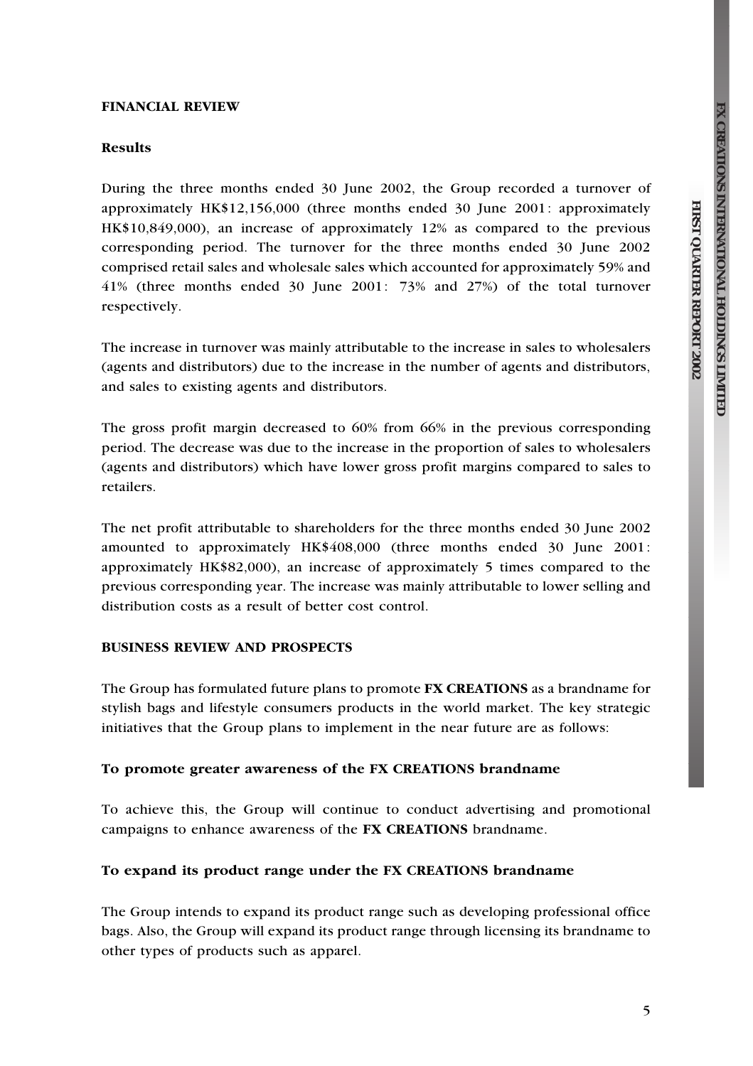## FINANCIAL REVIEW

### Results

During the three months ended 30 June 2002, the Group recorded a turnover of approximately HK$12,156,000 (three months ended 30 June 2001: approximately HK$10,849,000), an increase of approximately 12% as compared to the previous corresponding period. The turnover for the three months ended 30 June 2002 comprised retail sales and wholesale sales which accounted for approximately 59% and 41% (three months ended 30 June 2001: 73% and 27%) of the total turnover respectively.

The increase in turnover was mainly attributable to the increase in sales to wholesalers (agents and distributors) due to the increase in the number of agents and distributors, and sales to existing agents and distributors.

The gross profit margin decreased to 60% from 66% in the previous corresponding period. The decrease was due to the increase in the proportion of sales to wholesalers (agents and distributors) which have lower gross profit margins compared to sales to retailers.

The net profit attributable to shareholders for the three months ended 30 June 2002 amounted to approximately HK$408,000 (three months ended 30 June 2001: approximately HK$82,000), an increase of approximately 5 times compared to the previous corresponding year. The increase was mainly attributable to lower selling and distribution costs as a result of better cost control.

## BUSINESS REVIEW AND PROSPECTS

The Group has formulated future plans to promote **FX CREATIONS** as a brandname for stylish bags and lifestyle consumers products in the world market. The key strategic initiatives that the Group plans to implement in the near future are as follows:

### To promote greater awareness of the FX CREATIONS brandname

To achieve this, the Group will continue to conduct advertising and promotional campaigns to enhance awareness of the **FX CREATIONS** brandname.

### To expand its product range under the FX CREATIONS brandname

The Group intends to expand its product range such as developing professional office bags. Also, the Group will expand its product range through licensing its brandname to other types of products such as apparel.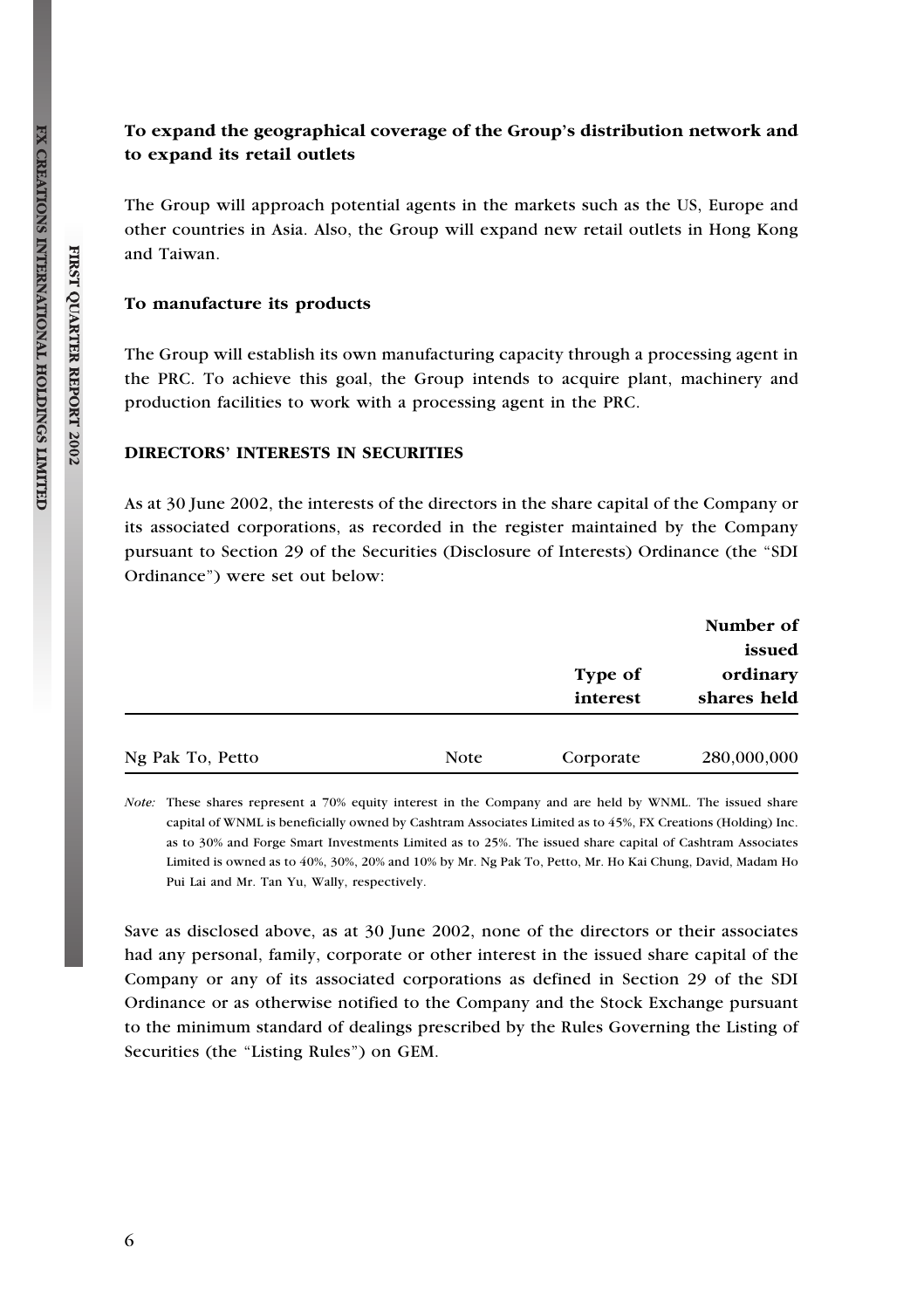**To expand the geographical coverage of the Group's distribution network and to expand its retail outlets**

The Group will approach potential agents in the markets such as the US, Europe and other countries in Asia. Also, the Group will expand new retail outlets in Hong Kong and Taiwan.

**To manufacture its products**

The Group will establish its own manufacturing capacity through a processing agent in the PRC. To achieve this goal, the Group intends to acquire plant, machinery and production facilities to work with a processing agent in the PRC.

## DIRECTORS' INTERESTS IN SECURITIES

As at 30 June 2002, the interests of the directors in the share capital of the Company or its associated corporations, as recorded in the register maintained by the Company pursuant to Section 29 of the Securities (Disclosure of Interests) Ordinance (the "SDI Ordinance") were set out below:

| | | Type of interest | Number of issued ordinary shares held |
|---|---|---|---|
| Ng Pak To, Petto | Note | Corporate | 280,000,000 |

*Note:* These shares represent a 70% equity interest in the Company and are held by WNML. The issued share capital of WNML is beneficially owned by Cashtram Associates Limited as to 45%, FX Creations (Holding) Inc. as to 30% and Forge Smart Investments Limited as to 25%. The issued share capital of Cashtram Associates Limited is owned as to 40%, 30%, 20% and 10% by Mr. Ng Pak To, Petto, Mr. Ho Kai Chung, David, Madam Ho Pui Lai and Mr. Tan Yu, Wally, respectively.

Save as disclosed above, as at 30 June 2002, none of the directors or their associates had any personal, family, corporate or other interest in the issued share capital of the Company or any of its associated corporations as defined in Section 29 of the SDI Ordinance or as otherwise notified to the Company and the Stock Exchange pursuant to the minimum standard of dealings prescribed by the Rules Governing the Listing of Securities (the "Listing Rules") on GEM.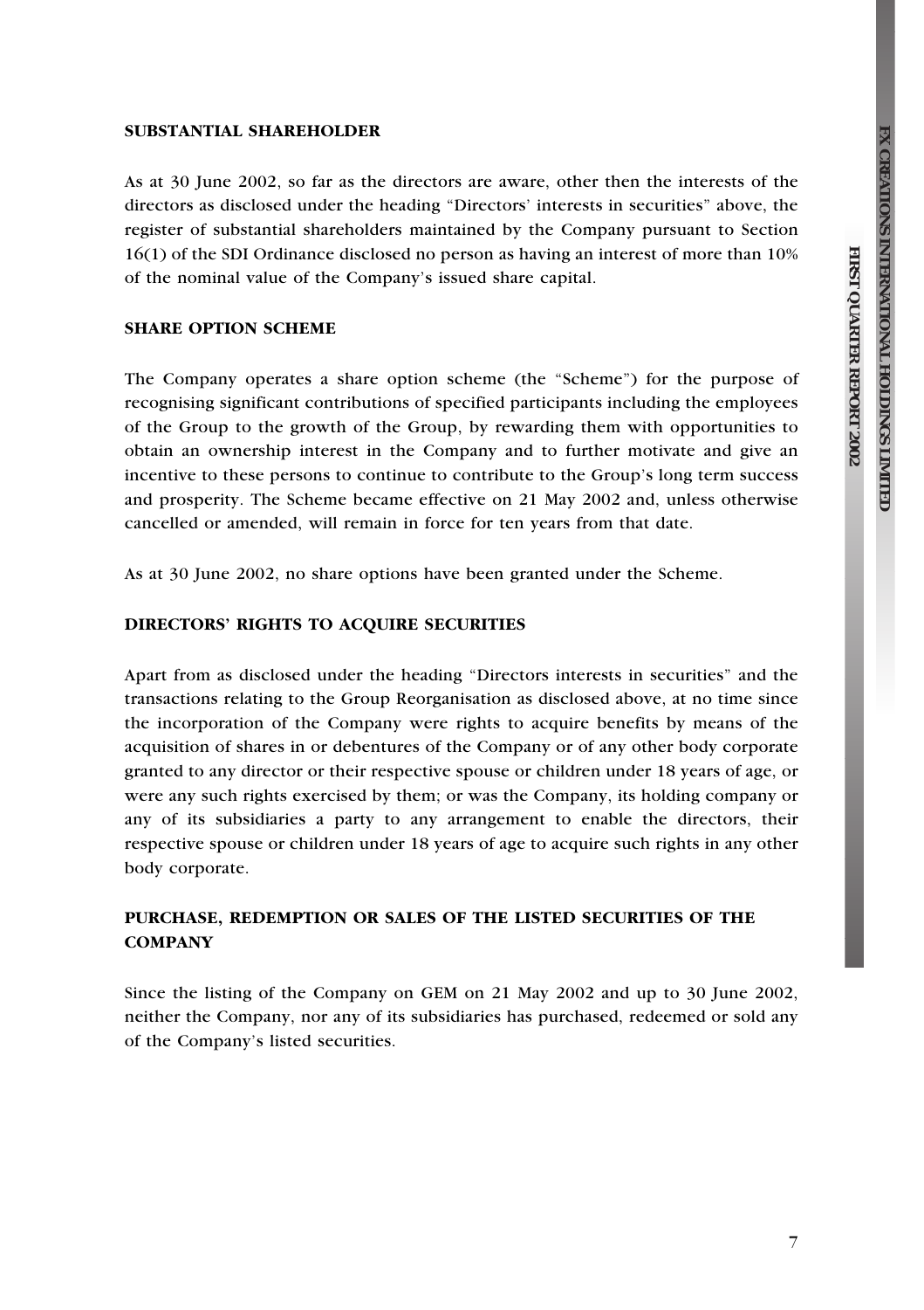## SUBSTANTIAL SHAREHOLDER

As at 30 June 2002, so far as the directors are aware, other then the interests of the directors as disclosed under the heading "Directors' interests in securities" above, the register of substantial shareholders maintained by the Company pursuant to Section 16(1) of the SDI Ordinance disclosed no person as having an interest of more than 10% of the nominal value of the Company's issued share capital.

## SHARE OPTION SCHEME

The Company operates a share option scheme (the "Scheme") for the purpose of recognising significant contributions of specified participants including the employees of the Group to the growth of the Group, by rewarding them with opportunities to obtain an ownership interest in the Company and to further motivate and give an incentive to these persons to continue to contribute to the Group's long term success and prosperity. The Scheme became effective on 21 May 2002 and, unless otherwise cancelled or amended, will remain in force for ten years from that date.

As at 30 June 2002, no share options have been granted under the Scheme.

## DIRECTORS' RIGHTS TO ACQUIRE SECURITIES

Apart from as disclosed under the heading "Directors interests in securities" and the transactions relating to the Group Reorganisation as disclosed above, at no time since the incorporation of the Company were rights to acquire benefits by means of the acquisition of shares in or debentures of the Company or of any other body corporate granted to any director or their respective spouse or children under 18 years of age, or were any such rights exercised by them; or was the Company, its holding company or any of its subsidiaries a party to any arrangement to enable the directors, their respective spouse or children under 18 years of age to acquire such rights in any other body corporate.

## PURCHASE, REDEMPTION OR SALES OF THE LISTED SECURITIES OF THE COMPANY

Since the listing of the Company on GEM on 21 May 2002 and up to 30 June 2002, neither the Company, nor any of its subsidiaries has purchased, redeemed or sold any of the Company's listed securities.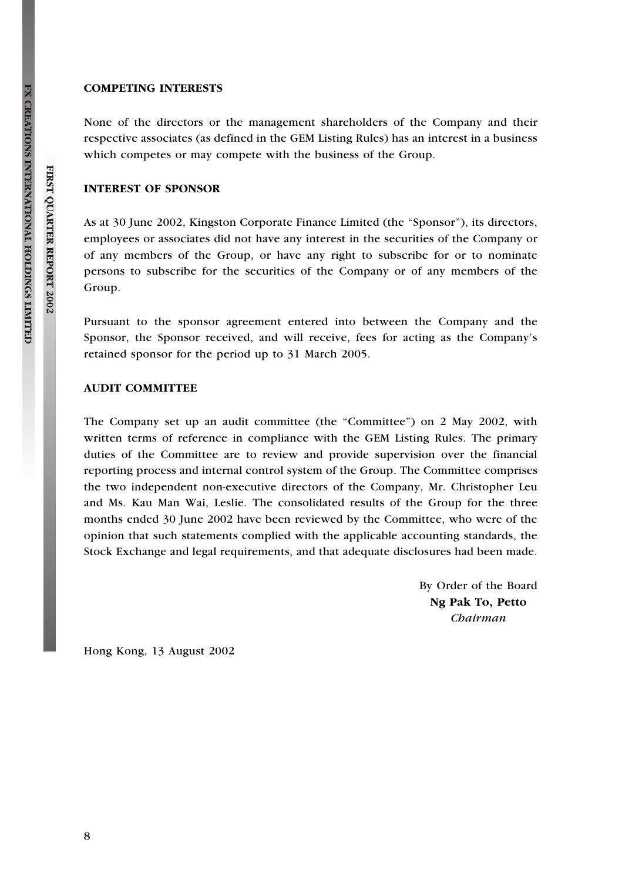## COMPETING INTERESTS

None of the directors or the management shareholders of the Company and their respective associates (as defined in the GEM Listing Rules) has an interest in a business which competes or may compete with the business of the Group.

## INTEREST OF SPONSOR

As at 30 June 2002, Kingston Corporate Finance Limited (the "Sponsor"), its directors, employees or associates did not have any interest in the securities of the Company or of any members of the Group, or have any right to subscribe for or to nominate persons to subscribe for the securities of the Company or of any members of the Group.

Pursuant to the sponsor agreement entered into between the Company and the Sponsor, the Sponsor received, and will receive, fees for acting as the Company's retained sponsor for the period up to 31 March 2005.

## AUDIT COMMITTEE

The Company set up an audit committee (the "Committee") on 2 May 2002, with written terms of reference in compliance with the GEM Listing Rules. The primary duties of the Committee are to review and provide supervision over the financial reporting process and internal control system of the Group. The Committee comprises the two independent non-executive directors of the Company, Mr. Christopher Leu and Ms. Kau Man Wai, Leslie. The consolidated results of the Group for the three months ended 30 June 2002 have been reviewed by the Committee, who were of the opinion that such statements complied with the applicable accounting standards, the Stock Exchange and legal requirements, and that adequate disclosures had been made.

By Order of the Board
**Ng Pak To, Petto**
*Chairman*

Hong Kong, 13 August 2002